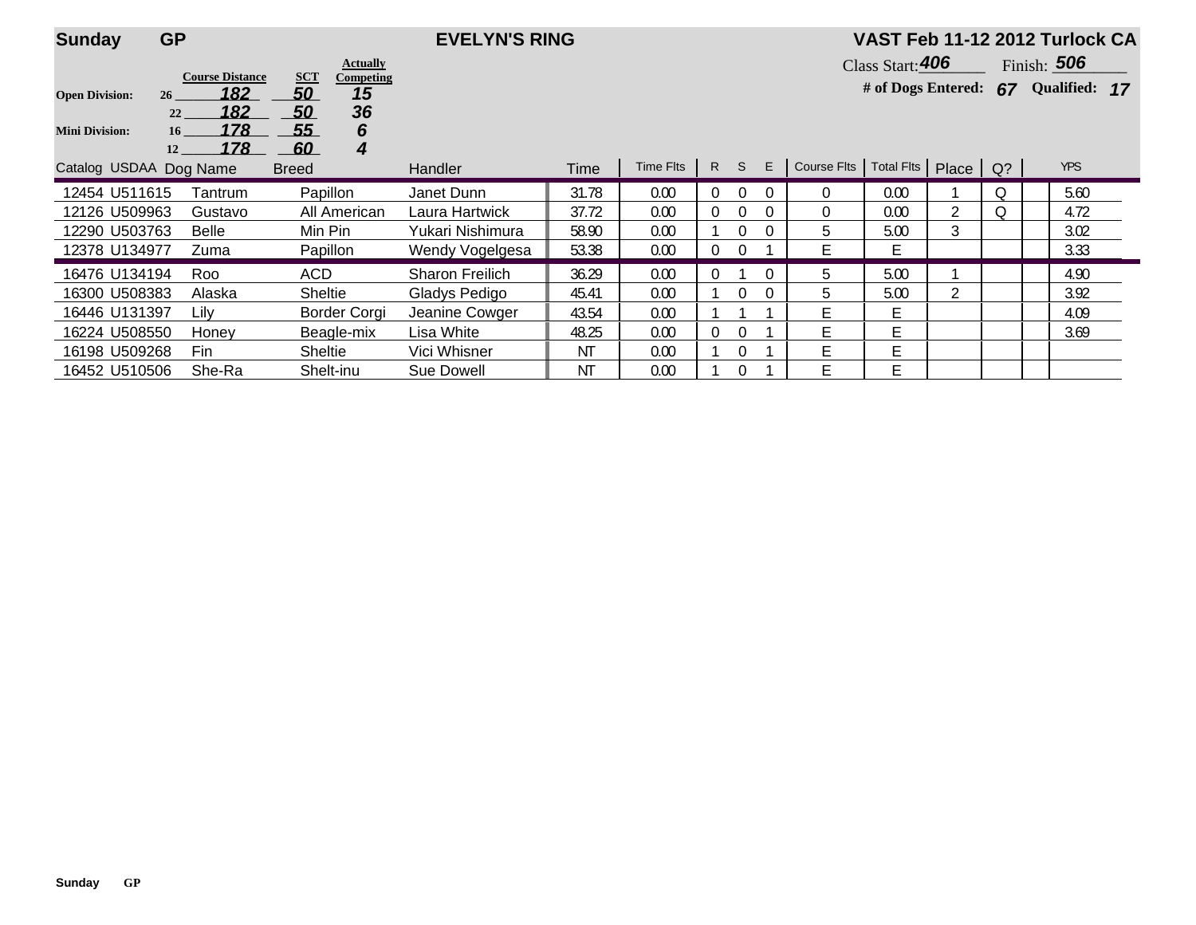**Sunday** **GP** **EVELYN'S RING** **VAST Feb 11-12 2012 Turlock CA**

Class Start: **406** Finish: **506**

**# of Dogs Entered: 67** **Qualified: 17**

| | Height | Course Distance | SCT | Actually Competing |
|---|---|---|---|---|
| **Open Division:** | 26 | 182 | 50 | 15 |
| | 22 | 182 | 50 | 36 |
| **Mini Division:** | 16 | 178 | 55 | 6 |
| | 12 | 178 | 60 | 4 |

| Catalog | USDAA | Dog Name | Breed | Handler | Time | Time Flts | R | S | E | Course Flts | Total Flts | Place | Q? | | YPS |
|---|---|---|---|---|---|---|---|---|---|---|---|---|---|---|---|
| 12454 | U511615 | Tantrum | Papillon | Janet Dunn | 31.78 | 0.00 | 0 | 0 | 0 | 0 | 0.00 | 1 | Q | | 5.60 |
| 12126 | U509963 | Gustavo | All American | Laura Hartwick | 37.72 | 0.00 | 0 | 0 | 0 | 0 | 0.00 | 2 | Q | | 4.72 |
| 12290 | U503763 | Belle | Min Pin | Yukari Nishimura | 58.90 | 0.00 | 1 | 0 | 0 | 5 | 5.00 | 3 | | | 3.02 |
| 12378 | U134977 | Zuma | Papillon | Wendy Vogelgesa | 53.38 | 0.00 | 0 | 0 | 1 | E | E | | | | 3.33 |
| 16476 | U134194 | Roo | ACD | Sharon Freilich | 36.29 | 0.00 | 0 | 1 | 0 | 5 | 5.00 | 1 | | | 4.90 |
| 16300 | U508383 | Alaska | Sheltie | Gladys Pedigo | 45.41 | 0.00 | 1 | 0 | 0 | 5 | 5.00 | 2 | | | 3.92 |
| 16446 | U131397 | Lily | Border Corgi | Jeanine Cowger | 43.54 | 0.00 | 1 | 1 | 1 | E | E | | | | 4.09 |
| 16224 | U508550 | Honey | Beagle-mix | Lisa White | 48.25 | 0.00 | 0 | 0 | 1 | E | E | | | | 3.69 |
| 16198 | U509268 | Fin | Sheltie | Vici Whisner | NT | 0.00 | 1 | 0 | 1 | E | E | | | | |
| 16452 | U510506 | She-Ra | Shelt-inu | Sue Dowell | NT | 0.00 | 1 | 0 | 1 | E | E | | | | |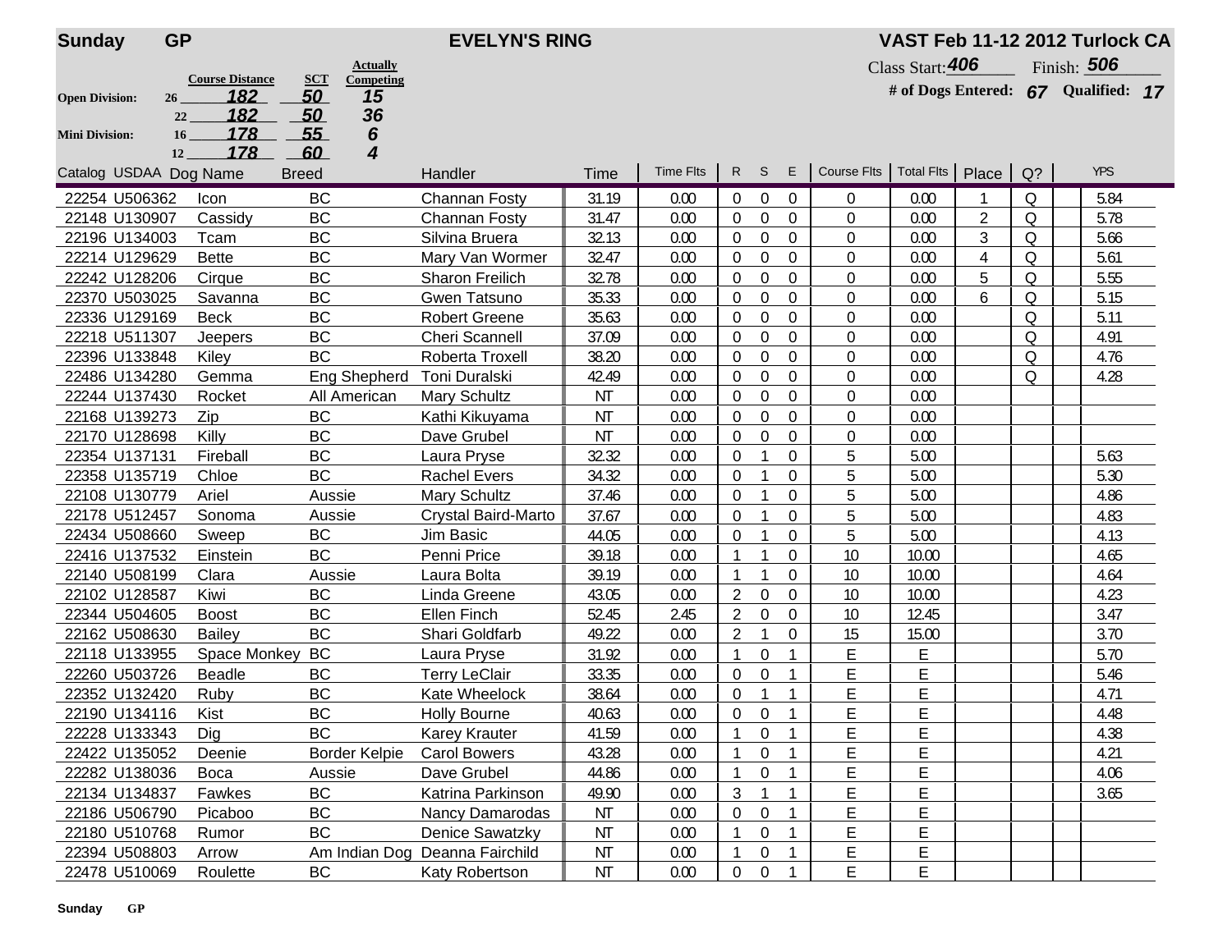**Sunday** **GP** **EVELYN'S RING** **VAST Feb 11-12 2012 Turlock CA**

| | | Course Distance | SCT | Actually Competing |
|---|---|---|---|---|
| **Open Division:** | 26 | 182 | 50 | 15 |
| | 22 | 182 | 50 | 36 |
| **Mini Division:** | 16 | 178 | 55 | 6 |
| | 12 | 178 | 60 | 4 |

Class Start: 406 Finish: 506

**# of Dogs Entered:** 67 **Qualified:** 17

| Catalog | USDAA | Dog Name | Breed | Handler | Time | Time Flts | R | S | E | Course Flts | Total Flts | Place | Q? | YPS |
|---|---|---|---|---|---|---|---|---|---|---|---|---|---|---|
| 22254 | U506362 | Icon | BC | Channan Fosty | 31.19 | 0.00 | 0 | 0 | 0 | 0 | 0.00 | 1 | Q | 5.84 |
| 22148 | U130907 | Cassidy | BC | Channan Fosty | 31.47 | 0.00 | 0 | 0 | 0 | 0 | 0.00 | 2 | Q | 5.78 |
| 22196 | U134003 | Tcam | BC | Silvina Bruera | 32.13 | 0.00 | 0 | 0 | 0 | 0 | 0.00 | 3 | Q | 5.66 |
| 22214 | U129629 | Bette | BC | Mary Van Wormer | 32.47 | 0.00 | 0 | 0 | 0 | 0 | 0.00 | 4 | Q | 5.61 |
| 22242 | U128206 | Cirque | BC | Sharon Freilich | 32.78 | 0.00 | 0 | 0 | 0 | 0 | 0.00 | 5 | Q | 5.55 |
| 22370 | U503025 | Savanna | BC | Gwen Tatsuno | 35.33 | 0.00 | 0 | 0 | 0 | 0 | 0.00 | 6 | Q | 5.15 |
| 22336 | U129169 | Beck | BC | Robert Greene | 35.63 | 0.00 | 0 | 0 | 0 | 0 | 0.00 | | Q | 5.11 |
| 22218 | U511307 | Jeepers | BC | Cheri Scannell | 37.09 | 0.00 | 0 | 0 | 0 | 0 | 0.00 | | Q | 4.91 |
| 22396 | U133848 | Kiley | BC | Roberta Troxell | 38.20 | 0.00 | 0 | 0 | 0 | 0 | 0.00 | | Q | 4.76 |
| 22486 | U134280 | Gemma | Eng Shepherd | Toni Duralski | 42.49 | 0.00 | 0 | 0 | 0 | 0 | 0.00 | | Q | 4.28 |
| 22244 | U137430 | Rocket | All American | Mary Schultz | NT | 0.00 | 0 | 0 | 0 | 0 | 0.00 | | | |
| 22168 | U139273 | Zip | BC | Kathi Kikuyama | NT | 0.00 | 0 | 0 | 0 | 0 | 0.00 | | | |
| 22170 | U128698 | Killy | BC | Dave Grubel | NT | 0.00 | 0 | 0 | 0 | 0 | 0.00 | | | |
| 22354 | U137131 | Fireball | BC | Laura Pryse | 32.32 | 0.00 | 0 | 1 | 0 | 5 | 5.00 | | | 5.63 |
| 22358 | U135719 | Chloe | BC | Rachel Evers | 34.32 | 0.00 | 0 | 1 | 0 | 5 | 5.00 | | | 5.30 |
| 22108 | U130779 | Ariel | Aussie | Mary Schultz | 37.46 | 0.00 | 0 | 1 | 0 | 5 | 5.00 | | | 4.86 |
| 22178 | U512457 | Sonoma | Aussie | Crystal Baird-Marto | 37.67 | 0.00 | 0 | 1 | 0 | 5 | 5.00 | | | 4.83 |
| 22434 | U508660 | Sweep | BC | Jim Basic | 44.05 | 0.00 | 0 | 1 | 0 | 5 | 5.00 | | | 4.13 |
| 22416 | U137532 | Einstein | BC | Penni Price | 39.18 | 0.00 | 1 | 1 | 0 | 10 | 10.00 | | | 4.65 |
| 22140 | U508199 | Clara | Aussie | Laura Bolta | 39.19 | 0.00 | 1 | 1 | 0 | 10 | 10.00 | | | 4.64 |
| 22102 | U128587 | Kiwi | BC | Linda Greene | 43.05 | 0.00 | 2 | 0 | 0 | 10 | 10.00 | | | 4.23 |
| 22344 | U504605 | Boost | BC | Ellen Finch | 52.45 | 2.45 | 2 | 0 | 0 | 10 | 12.45 | | | 3.47 |
| 22162 | U508630 | Bailey | BC | Shari Goldfarb | 49.22 | 0.00 | 2 | 1 | 0 | 15 | 15.00 | | | 3.70 |
| 22118 | U133955 | Space Monkey | BC | Laura Pryse | 31.92 | 0.00 | 1 | 0 | 1 | E | E | | | 5.70 |
| 22260 | U503726 | Beadle | BC | Terry LeClair | 33.35 | 0.00 | 0 | 0 | 1 | E | E | | | 5.46 |
| 22352 | U132420 | Ruby | BC | Kate Wheelock | 38.64 | 0.00 | 0 | 1 | 1 | E | E | | | 4.71 |
| 22190 | U134116 | Kist | BC | Holly Bourne | 40.63 | 0.00 | 0 | 0 | 1 | E | E | | | 4.48 |
| 22228 | U133343 | Dig | BC | Karey Krauter | 41.59 | 0.00 | 1 | 0 | 1 | E | E | | | 4.38 |
| 22422 | U135052 | Deenie | Border Kelpie | Carol Bowers | 43.28 | 0.00 | 1 | 0 | 1 | E | E | | | 4.21 |
| 22282 | U138036 | Boca | Aussie | Dave Grubel | 44.86 | 0.00 | 1 | 0 | 1 | E | E | | | 4.06 |
| 22134 | U134837 | Fawkes | BC | Katrina Parkinson | 49.90 | 0.00 | 3 | 1 | 1 | E | E | | | 3.65 |
| 22186 | U506790 | Picaboo | BC | Nancy Damarodas | NT | 0.00 | 0 | 0 | 1 | E | E | | | |
| 22180 | U510768 | Rumor | BC | Denice Sawatzky | NT | 0.00 | 1 | 0 | 1 | E | E | | | |
| 22394 | U508803 | Arrow | Am Indian Dog | Deanna Fairchild | NT | 0.00 | 1 | 0 | 1 | E | E | | | |
| 22478 | U510069 | Roulette | BC | Katy Robertson | NT | 0.00 | 0 | 0 | 1 | E | E | | | |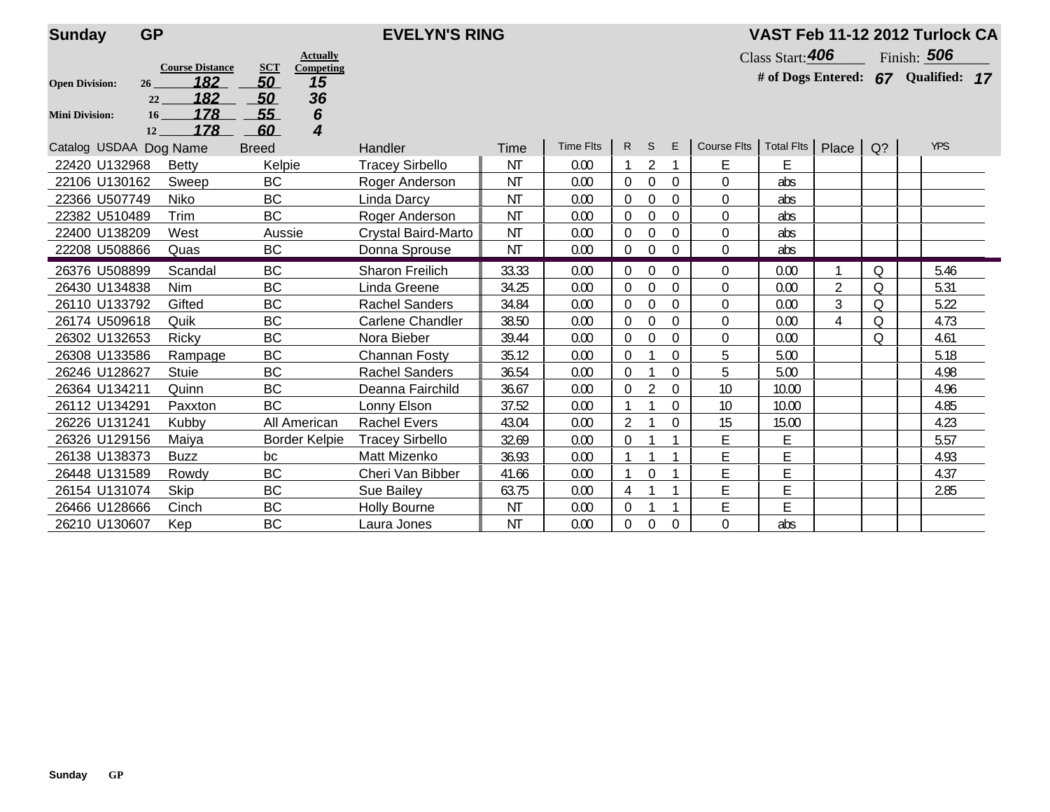**Sunday** **GP** **EVELYN'S RING** **VAST Feb 11-12 2012 Turlock CA**

| | | Course Distance | SCT | Actually Competing |
|---|---|---|---|---|
| **Open Division:** | 26 | 182 | 50 | 15 |
| | 22 | 182 | 50 | 36 |
| **Mini Division:** | 16 | 178 | 55 | 6 |
| | 12 | 178 | 60 | 4 |

Class Start: 406 Finish: 506

**# of Dogs Entered:** 67 **Qualified:** 17

| Catalog | USDAA | Dog Name | Breed | Handler | Time | Time Flts | R | S | E | Course Flts | Total Flts | Place | Q? | | YPS |
|---|---|---|---|---|---|---|---|---|---|---|---|---|---|---|---|
| 22420 | U132968 | Betty | Kelpie | Tracey Sirbello | NT | 0.00 | 1 | 2 | 1 | E | E | | | | |
| 22106 | U130162 | Sweep | BC | Roger Anderson | NT | 0.00 | 0 | 0 | 0 | 0 | abs | | | | |
| 22366 | U507749 | Niko | BC | Linda Darcy | NT | 0.00 | 0 | 0 | 0 | 0 | abs | | | | |
| 22382 | U510489 | Trim | BC | Roger Anderson | NT | 0.00 | 0 | 0 | 0 | 0 | abs | | | | |
| 22400 | U138209 | West | Aussie | Crystal Baird-Marto | NT | 0.00 | 0 | 0 | 0 | 0 | abs | | | | |
| 22208 | U508866 | Quas | BC | Donna Sprouse | NT | 0.00 | 0 | 0 | 0 | 0 | abs | | | | |
| 26376 | U508899 | Scandal | BC | Sharon Freilich | 33.33 | 0.00 | 0 | 0 | 0 | 0 | 0.00 | 1 | Q | | 5.46 |
| 26430 | U134838 | Nim | BC | Linda Greene | 34.25 | 0.00 | 0 | 0 | 0 | 0 | 0.00 | 2 | Q | | 5.31 |
| 26110 | U133792 | Gifted | BC | Rachel Sanders | 34.84 | 0.00 | 0 | 0 | 0 | 0 | 0.00 | 3 | Q | | 5.22 |
| 26174 | U509618 | Quik | BC | Carlene Chandler | 38.50 | 0.00 | 0 | 0 | 0 | 0 | 0.00 | 4 | Q | | 4.73 |
| 26302 | U132653 | Ricky | BC | Nora Bieber | 39.44 | 0.00 | 0 | 0 | 0 | 0 | 0.00 | | Q | | 4.61 |
| 26308 | U133586 | Rampage | BC | Channan Fosty | 35.12 | 0.00 | 0 | 1 | 0 | 5 | 5.00 | | | | 5.18 |
| 26246 | U128627 | Stuie | BC | Rachel Sanders | 36.54 | 0.00 | 0 | 1 | 0 | 5 | 5.00 | | | | 4.98 |
| 26364 | U134211 | Quinn | BC | Deanna Fairchild | 36.67 | 0.00 | 0 | 2 | 0 | 10 | 10.00 | | | | 4.96 |
| 26112 | U134291 | Paxxton | BC | Lonny Elson | 37.52 | 0.00 | 1 | 1 | 0 | 10 | 10.00 | | | | 4.85 |
| 26226 | U131241 | Kubby | All American | Rachel Evers | 43.04 | 0.00 | 2 | 1 | 0 | 15 | 15.00 | | | | 4.23 |
| 26326 | U129156 | Maiya | Border Kelpie | Tracey Sirbello | 32.69 | 0.00 | 0 | 1 | 1 | E | E | | | | 5.57 |
| 26138 | U138373 | Buzz | bc | Matt Mizenko | 36.93 | 0.00 | 1 | 1 | 1 | E | E | | | | 4.93 |
| 26448 | U131589 | Rowdy | BC | Cheri Van Bibber | 41.66 | 0.00 | 1 | 0 | 1 | E | E | | | | 4.37 |
| 26154 | U131074 | Skip | BC | Sue Bailey | 63.75 | 0.00 | 4 | 1 | 1 | E | E | | | | 2.85 |
| 26466 | U128666 | Cinch | BC | Holly Bourne | NT | 0.00 | 0 | 1 | 1 | E | E | | | | |
| 26210 | U130607 | Kep | BC | Laura Jones | NT | 0.00 | 0 | 0 | 0 | 0 | abs | | | | |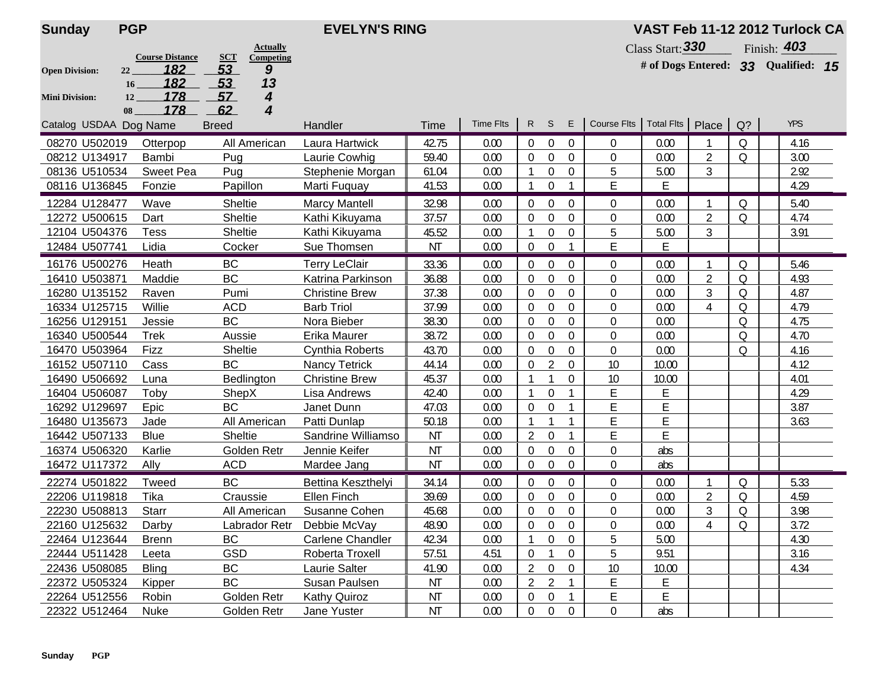**Sunday** **PGP** **EVELYN'S RING** **VAST Feb 11-12 2012 Turlock CA**

Class Start: **330** Finish: **403**

**# of Dogs Entered: 33 Qualified: 15**

| | | Course Distance | SCT | Actually Competing |
|---|---|---|---|---|
| Open Division: | 22 | 182 | 53 | 9 |
| | 16 | 182 | 53 | 13 |
| Mini Division: | 12 | 178 | 57 | 4 |
| | 08 | 178 | 62 | 4 |

| Catalog | USDAA | Dog Name | Breed | Handler | Time | Time Flts | R | S | E | Course Flts | Total Flts | Place | Q? | YPS |
|---|---|---|---|---|---|---|---|---|---|---|---|---|---|---|
| 08270 | U502019 | Otterpop | All American | Laura Hartwick | 42.75 | 0.00 | 0 | 0 | 0 | 0 | 0.00 | 1 | Q | 4.16 |
| 08212 | U134917 | Bambi | Pug | Laurie Cowhig | 59.40 | 0.00 | 0 | 0 | 0 | 0 | 0.00 | 2 | Q | 3.00 |
| 08136 | U510534 | Sweet Pea | Pug | Stephenie Morgan | 61.04 | 0.00 | 1 | 0 | 0 | 5 | 5.00 | 3 | | 2.92 |
| 08116 | U136845 | Fonzie | Papillon | Marti Fuquay | 41.53 | 0.00 | 1 | 0 | 1 | E | E | | | 4.29 |
| 12284 | U128477 | Wave | Sheltie | Marcy Mantell | 32.98 | 0.00 | 0 | 0 | 0 | 0 | 0.00 | 1 | Q | 5.40 |
| 12272 | U500615 | Dart | Sheltie | Kathi Kikuyama | 37.57 | 0.00 | 0 | 0 | 0 | 0 | 0.00 | 2 | Q | 4.74 |
| 12104 | U504376 | Tess | Sheltie | Kathi Kikuyama | 45.52 | 0.00 | 1 | 0 | 0 | 5 | 5.00 | 3 | | 3.91 |
| 12484 | U507741 | Lidia | Cocker | Sue Thomsen | NT | 0.00 | 0 | 0 | 1 | E | E | | | |
| 16176 | U500276 | Heath | BC | Terry LeClair | 33.36 | 0.00 | 0 | 0 | 0 | 0 | 0.00 | 1 | Q | 5.46 |
| 16410 | U503871 | Maddie | BC | Katrina Parkinson | 36.88 | 0.00 | 0 | 0 | 0 | 0 | 0.00 | 2 | Q | 4.93 |
| 16280 | U135152 | Raven | Pumi | Christine Brew | 37.38 | 0.00 | 0 | 0 | 0 | 0 | 0.00 | 3 | Q | 4.87 |
| 16334 | U125715 | Willie | ACD | Barb Triol | 37.99 | 0.00 | 0 | 0 | 0 | 0 | 0.00 | 4 | Q | 4.79 |
| 16256 | U129151 | Jessie | BC | Nora Bieber | 38.30 | 0.00 | 0 | 0 | 0 | 0 | 0.00 | | Q | 4.75 |
| 16340 | U500544 | Trek | Aussie | Erika Maurer | 38.72 | 0.00 | 0 | 0 | 0 | 0 | 0.00 | | Q | 4.70 |
| 16470 | U503964 | Fizz | Sheltie | Cynthia Roberts | 43.70 | 0.00 | 0 | 0 | 0 | 0 | 0.00 | | Q | 4.16 |
| 16152 | U507110 | Cass | BC | Nancy Tetrick | 44.14 | 0.00 | 0 | 2 | 0 | 10 | 10.00 | | | 4.12 |
| 16490 | U506692 | Luna | Bedlington | Christine Brew | 45.37 | 0.00 | 1 | 1 | 0 | 10 | 10.00 | | | 4.01 |
| 16404 | U506087 | Toby | ShepX | Lisa Andrews | 42.40 | 0.00 | 1 | 0 | 1 | E | E | | | 4.29 |
| 16292 | U129697 | Epic | BC | Janet Dunn | 47.03 | 0.00 | 0 | 0 | 1 | E | E | | | 3.87 |
| 16480 | U135673 | Jade | All American | Patti Dunlap | 50.18 | 0.00 | 1 | 1 | 1 | E | E | | | 3.63 |
| 16442 | U507133 | Blue | Sheltie | Sandrine Williamso | NT | 0.00 | 2 | 0 | 1 | E | E | | | |
| 16374 | U506320 | Karlie | Golden Retr | Jennie Keifer | NT | 0.00 | 0 | 0 | 0 | 0 | abs | | | |
| 16472 | U117372 | Ally | ACD | Mardee Jang | NT | 0.00 | 0 | 0 | 0 | 0 | abs | | | |
| 22274 | U501822 | Tweed | BC | Bettina Keszthelyi | 34.14 | 0.00 | 0 | 0 | 0 | 0 | 0.00 | 1 | Q | 5.33 |
| 22206 | U119818 | Tika | Craussie | Ellen Finch | 39.69 | 0.00 | 0 | 0 | 0 | 0 | 0.00 | 2 | Q | 4.59 |
| 22230 | U508813 | Starr | All American | Susanne Cohen | 45.68 | 0.00 | 0 | 0 | 0 | 0 | 0.00 | 3 | Q | 3.98 |
| 22160 | U125632 | Darby | Labrador Retr | Debbie McVay | 48.90 | 0.00 | 0 | 0 | 0 | 0 | 0.00 | 4 | Q | 3.72 |
| 22464 | U123644 | Brenn | BC | Carlene Chandler | 42.34 | 0.00 | 1 | 0 | 0 | 5 | 5.00 | | | 4.30 |
| 22444 | U511428 | Leeta | GSD | Roberta Troxell | 57.51 | 4.51 | 0 | 1 | 0 | 5 | 9.51 | | | 3.16 |
| 22436 | U508085 | Bling | BC | Laurie Salter | 41.90 | 0.00 | 2 | 0 | 0 | 10 | 10.00 | | | 4.34 |
| 22372 | U505324 | Kipper | BC | Susan Paulsen | NT | 0.00 | 2 | 2 | 1 | E | E | | | |
| 22264 | U512556 | Robin | Golden Retr | Kathy Quiroz | NT | 0.00 | 0 | 0 | 1 | E | E | | | |
| 22322 | U512464 | Nuke | Golden Retr | Jane Yuster | NT | 0.00 | 0 | 0 | 0 | 0 | abs | | | |